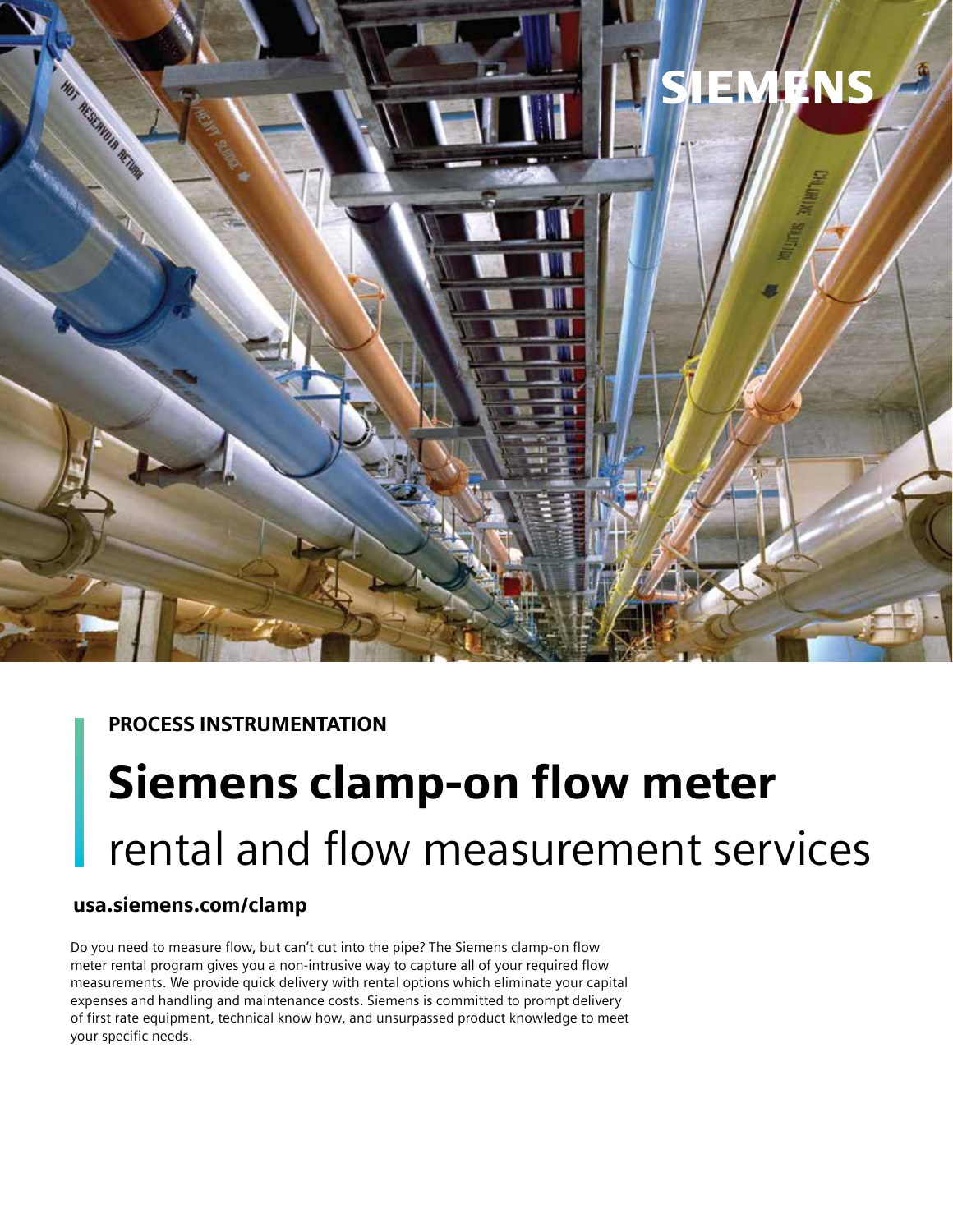PROCESS INSTRUMENTATION

# Siemens clamp-on flow meter rental and flow measurement services

**usa.siemens.com/clamp**

Do you need to measure flow, but can't cut into the pipe? The Siemens clamp-on flow meter rental program gives you a non-intrusive way to capture all of your required flow measurements. We provide quick delivery with rental options which eliminate your capital expenses and handling and maintenance costs. Siemens is committed to prompt delivery of first rate equipment, technical know how, and unsurpassed product knowledge to meet your specific needs.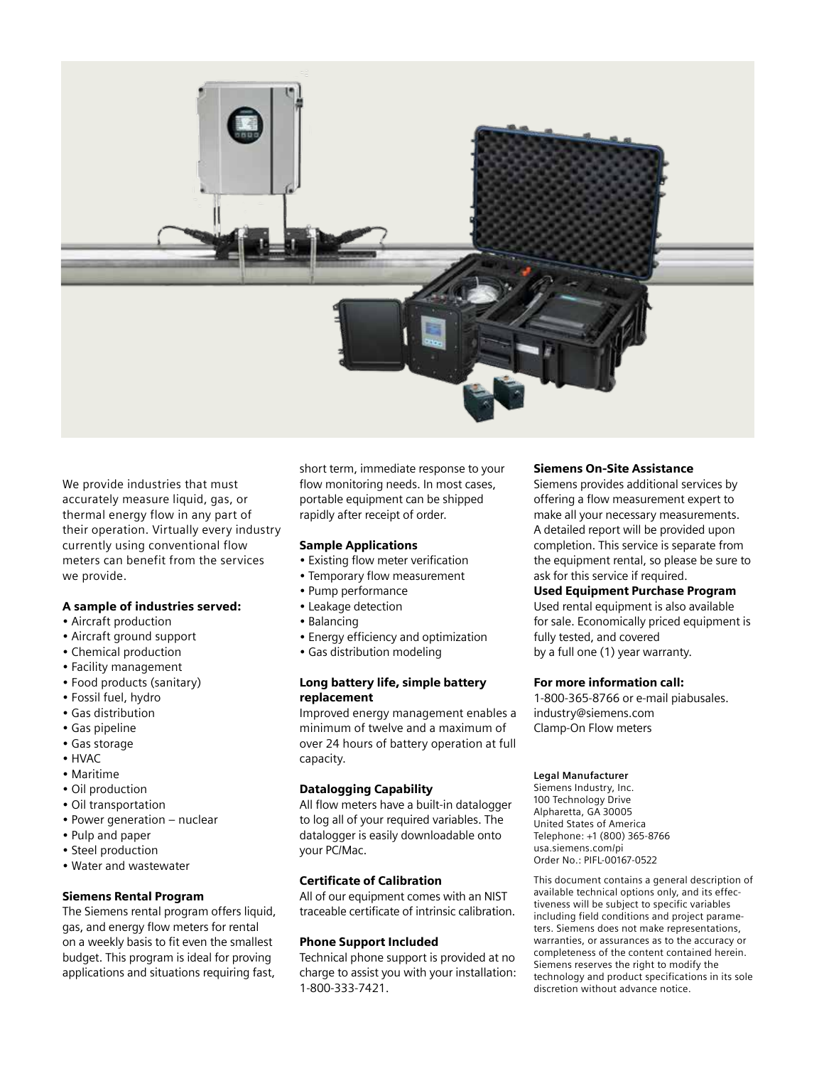We provide industries that must accurately measure liquid, gas, or thermal energy flow in any part of their operation. Virtually every industry currently using conventional flow meters can benefit from the services we provide.

**A sample of industries served:**

- Aircraft production
- Aircraft ground support
- Chemical production
- Facility management
- Food products (sanitary)
- Fossil fuel, hydro
- Gas distribution
- Gas pipeline
- Gas storage
- HVAC
- Maritime
- Oil production
- Oil transportation
- Power generation – nuclear
- Pulp and paper
- Steel production
- Water and wastewater

### Siemens Rental Program

The Siemens rental program offers liquid, gas, and energy flow meters for rental on a weekly basis to fit even the smallest budget. This program is ideal for proving applications and situations requiring fast, short term, immediate response to your flow monitoring needs. In most cases, portable equipment can be shipped rapidly after receipt of order.

### Sample Applications

- Existing flow meter verification
- Temporary flow measurement
- Pump performance
- Leakage detection
- Balancing
- Energy efficiency and optimization
- Gas distribution modeling

### Long battery life, simple battery replacement

Improved energy management enables a minimum of twelve and a maximum of over 24 hours of battery operation at full capacity.

### Datalogging Capability

All flow meters have a built-in datalogger to log all of your required variables. The datalogger is easily downloadable onto your PC/Mac.

### Certificate of Calibration

All of our equipment comes with an NIST traceable certificate of intrinsic calibration.

### Phone Support Included

Technical phone support is provided at no charge to assist you with your installation: 1-800-333-7421.

### Siemens On-Site Assistance

Siemens provides additional services by offering a flow measurement expert to make all your necessary measurements. A detailed report will be provided upon completion. This service is separate from the equipment rental, so please be sure to ask for this service if required.

### Used Equipment Purchase Program

Used rental equipment is also available for sale. Economically priced equipment is fully tested, and covered by a full one (1) year warranty.

### For more information call:

1-800-365-8766 or e-mail piabusales.industry@siemens.com
Clamp-On Flow meters

**Legal Manufacturer**
Siemens Industry, Inc.
100 Technology Drive
Alpharetta, GA 30005
United States of America
Telephone: +1 (800) 365-8766
usa.siemens.com/pi
Order No.: PIFL-00167-0522

This document contains a general description of available technical options only, and its effectiveness will be subject to specific variables including field conditions and project parameters. Siemens does not make representations, warranties, or assurances as to the accuracy or completeness of the content contained herein. Siemens reserves the right to modify the technology and product specifications in its sole discretion without advance notice.